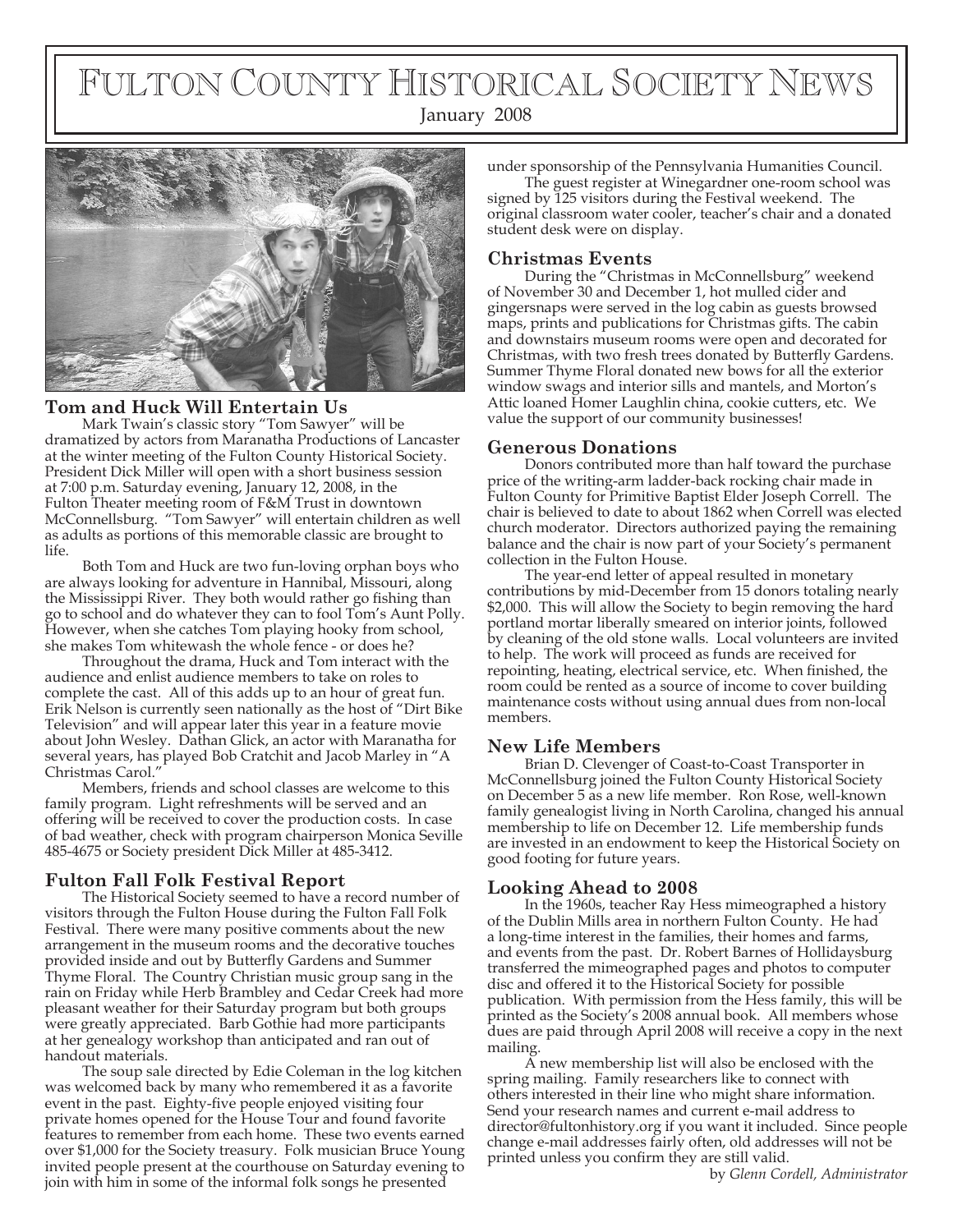# Fulton County Historical Society News

January 2008

## Tom and Huck Will Entertain Us

Mark Twain's classic story "Tom Sawyer" will be dramatized by actors from Maranatha Productions of Lancaster at the winter meeting of the Fulton County Historical Society. President Dick Miller will open with a short business session at 7:00 p.m. Saturday evening, January 12, 2008, in the Fulton Theater meeting room of F&M Trust in downtown McConnellsburg. "Tom Sawyer" will entertain children as well as adults as portions of this memorable classic are brought to life.

Both Tom and Huck are two fun-loving orphan boys who are always looking for adventure in Hannibal, Missouri, along the Mississippi River. They both would rather go fishing than go to school and do whatever they can to fool Tom's Aunt Polly. However, when she catches Tom playing hooky from school, she makes Tom whitewash the whole fence - or does he?

Throughout the drama, Huck and Tom interact with the audience and enlist audience members to take on roles to complete the cast. All of this adds up to an hour of great fun. Erik Nelson is currently seen nationally as the host of "Dirt Bike Television" and will appear later this year in a feature movie about John Wesley. Dathan Glick, an actor with Maranatha for several years, has played Bob Cratchit and Jacob Marley in "A Christmas Carol."

Members, friends and school classes are welcome to this family program. Light refreshments will be served and an offering will be received to cover the production costs. In case of bad weather, check with program chairperson Monica Seville 485-4675 or Society president Dick Miller at 485-3412.

## Fulton Fall Folk Festival Report

The Historical Society seemed to have a record number of visitors through the Fulton House during the Fulton Fall Folk Festival. There were many positive comments about the new arrangement in the museum rooms and the decorative touches provided inside and out by Butterfly Gardens and Summer Thyme Floral. The Country Christian music group sang in the rain on Friday while Herb Brambley and Cedar Creek had more pleasant weather for their Saturday program but both groups were greatly appreciated. Barb Gothie had more participants at her genealogy workshop than anticipated and ran out of handout materials.

The soup sale directed by Edie Coleman in the log kitchen was welcomed back by many who remembered it as a favorite event in the past. Eighty-five people enjoyed visiting four private homes opened for the House Tour and found favorite features to remember from each home. These two events earned over $1,000 for the Society treasury. Folk musician Bruce Young invited people present at the courthouse on Saturday evening to join with him in some of the informal folk songs he presented under sponsorship of the Pennsylvania Humanities Council.

The guest register at Winegardner one-room school was signed by 125 visitors during the Festival weekend. The original classroom water cooler, teacher's chair and a donated student desk were on display.

## Christmas Events

During the "Christmas in McConnellsburg" weekend of November 30 and December 1, hot mulled cider and gingersnaps were served in the log cabin as guests browsed maps, prints and publications for Christmas gifts. The cabin and downstairs museum rooms were open and decorated for Christmas, with two fresh trees donated by Butterfly Gardens. Summer Thyme Floral donated new bows for all the exterior window swags and interior sills and mantels, and Morton's Attic loaned Homer Laughlin china, cookie cutters, etc. We value the support of our community businesses!

## Generous Donations

Donors contributed more than half toward the purchase price of the writing-arm ladder-back rocking chair made in Fulton County for Primitive Baptist Elder Joseph Correll. The chair is believed to date to about 1862 when Correll was elected church moderator. Directors authorized paying the remaining balance and the chair is now part of your Society's permanent collection in the Fulton House.

The year-end letter of appeal resulted in monetary contributions by mid-December from 15 donors totaling nearly $2,000. This will allow the Society to begin removing the hard portland mortar liberally smeared on interior joints, followed by cleaning of the old stone walls. Local volunteers are invited to help. The work will proceed as funds are received for repointing, heating, electrical service, etc. When finished, the room could be rented as a source of income to cover building maintenance costs without using annual dues from non-local members.

## New Life Members

Brian D. Clevenger of Coast-to-Coast Transporter in McConnellsburg joined the Fulton County Historical Society on December 5 as a new life member. Ron Rose, well-known family genealogist living in North Carolina, changed his annual membership to life on December 12. Life membership funds are invested in an endowment to keep the Historical Society on good footing for future years.

## Looking Ahead to 2008

In the 1960s, teacher Ray Hess mimeographed a history of the Dublin Mills area in northern Fulton County. He had a long-time interest in the families, their homes and farms, and events from the past. Dr. Robert Barnes of Hollidaysburg transferred the mimeographed pages and photos to computer disc and offered it to the Historical Society for possible publication. With permission from the Hess family, this will be printed as the Society's 2008 annual book. All members whose dues are paid through April 2008 will receive a copy in the next mailing.

A new membership list will also be enclosed with the spring mailing. Family researchers like to connect with others interested in their line who might share information. Send your research names and current e-mail address to director@fultonhistory.org if you want it included. Since people change e-mail addresses fairly often, old addresses will not be printed unless you confirm they are still valid.

by *Glenn Cordell, Administrator*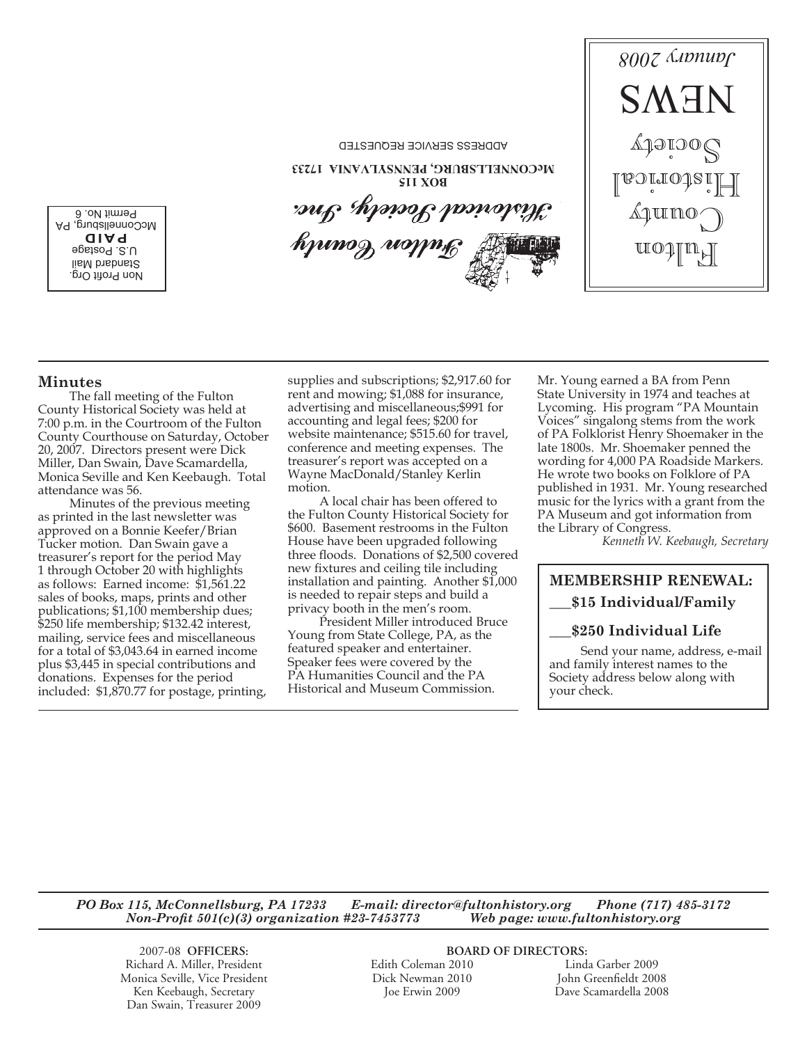Fulton County Historical Society NEWS

*January 2008*

**Fulton County Historical Society, Inc.**
**BOX 115**
**McCONNELLSBURG, PENNSYLVANIA 17233**

ADDRESS SERVICE REQUESTED

Non Profit Org.
Standard Mail
U.S. Postage
**PAID**
McConnellsburg, PA
Permit No. 6

## Minutes

The fall meeting of the Fulton County Historical Society was held at 7:00 p.m. in the Courtroom of the Fulton County Courthouse on Saturday, October 20, 2007. Directors present were Dick Miller, Dan Swain, Dave Scamardella, Monica Seville and Ken Keebaugh. Total attendance was 56.

Minutes of the previous meeting as printed in the last newsletter was approved on a Bonnie Keefer/Brian Tucker motion. Dan Swain gave a treasurer's report for the period May 1 through October 20 with highlights as follows: Earned income: $1,561.22 sales of books, maps, prints and other publications; $1,100 membership dues; $250 life membership; $132.42 interest, mailing, service fees and miscellaneous for a total of $3,043.64 in earned income plus $3,445 in special contributions and donations. Expenses for the period included: $1,870.77 for postage, printing, supplies and subscriptions; $2,917.60 for rent and mowing; $1,088 for insurance, advertising and miscellaneous;$991 for accounting and legal fees; $200 for website maintenance; $515.60 for travel, conference and meeting expenses. The treasurer's report was accepted on a Wayne MacDonald/Stanley Kerlin motion.

A local chair has been offered to the Fulton County Historical Society for $600. Basement restrooms in the Fulton House have been upgraded following three floods. Donations of $2,500 covered new fixtures and ceiling tile including installation and painting. Another $1,000 is needed to repair steps and build a privacy booth in the men's room.

President Miller introduced Bruce Young from State College, PA, as the featured speaker and entertainer. Speaker fees were covered by the PA Humanities Council and the PA Historical and Museum Commission. Mr. Young earned a BA from Penn State University in 1974 and teaches at Lycoming. His program "PA Mountain Voices" singalong stems from the work of PA Folklorist Henry Shoemaker in the late 1800s. Mr. Shoemaker penned the wording for 4,000 PA Roadside Markers. He wrote two books on Folklore of PA published in 1931. Mr. Young researched music for the lyrics with a grant from the PA Museum and got information from the Library of Congress.

*Kenneth W. Keebaugh, Secretary*

## MEMBERSHIP RENEWAL:

**___$15 Individual/Family**

**___$250 Individual Life**

Send your name, address, e-mail and family interest names to the Society address below along with your check.

***PO Box 115, McConnellsburg, PA 17233 E-mail: director@fultonhistory.org Phone (717) 485-3172***
***Non-Profit 501(c)(3) organization #23-7453773 Web page: www.fultonhistory.org***

2007-08 **OFFICERS:**
Richard A. Miller, President
Monica Seville, Vice President
Ken Keebaugh, Secretary
Dan Swain, Treasurer 2009

**BOARD OF DIRECTORS:**
Edith Coleman 2010
Dick Newman 2010
Joe Erwin 2009
Linda Garber 2009
John Greenfieldt 2008
Dave Scamardella 2008